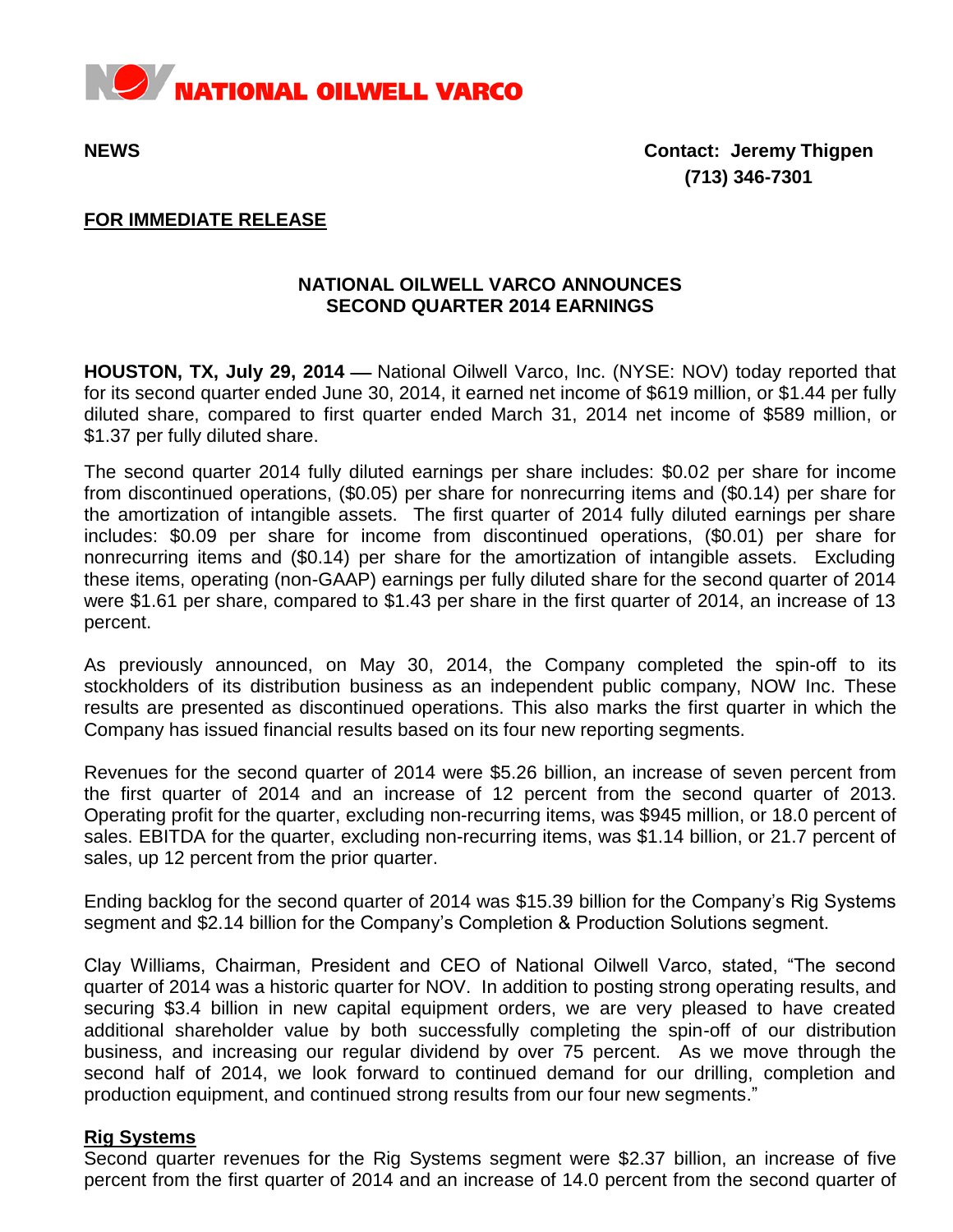**NATIONAL OILWELL VARCO**

**NEWS** **Contact: Jeremy Thigpen**
**(713) 346-7301**

**FOR IMMEDIATE RELEASE**

## NATIONAL OILWELL VARCO ANNOUNCES SECOND QUARTER 2014 EARNINGS

**HOUSTON, TX, July 29, 2014 —** National Oilwell Varco, Inc. (NYSE: NOV) today reported that for its second quarter ended June 30, 2014, it earned net income of $619 million, or $1.44 per fully diluted share, compared to first quarter ended March 31, 2014 net income of $589 million, or $1.37 per fully diluted share.

The second quarter 2014 fully diluted earnings per share includes: $0.02 per share for income from discontinued operations, ($0.05) per share for nonrecurring items and ($0.14) per share for the amortization of intangible assets. The first quarter of 2014 fully diluted earnings per share includes: $0.09 per share for income from discontinued operations, ($0.01) per share for nonrecurring items and ($0.14) per share for the amortization of intangible assets. Excluding these items, operating (non-GAAP) earnings per fully diluted share for the second quarter of 2014 were $1.61 per share, compared to $1.43 per share in the first quarter of 2014, an increase of 13 percent.

As previously announced, on May 30, 2014, the Company completed the spin-off to its stockholders of its distribution business as an independent public company, NOW Inc. These results are presented as discontinued operations. This also marks the first quarter in which the Company has issued financial results based on its four new reporting segments.

Revenues for the second quarter of 2014 were $5.26 billion, an increase of seven percent from the first quarter of 2014 and an increase of 12 percent from the second quarter of 2013. Operating profit for the quarter, excluding non-recurring items, was $945 million, or 18.0 percent of sales. EBITDA for the quarter, excluding non-recurring items, was $1.14 billion, or 21.7 percent of sales, up 12 percent from the prior quarter.

Ending backlog for the second quarter of 2014 was $15.39 billion for the Company's Rig Systems segment and $2.14 billion for the Company's Completion & Production Solutions segment.

Clay Williams, Chairman, President and CEO of National Oilwell Varco, stated, "The second quarter of 2014 was a historic quarter for NOV. In addition to posting strong operating results, and securing $3.4 billion in new capital equipment orders, we are very pleased to have created additional shareholder value by both successfully completing the spin-off of our distribution business, and increasing our regular dividend by over 75 percent. As we move through the second half of 2014, we look forward to continued demand for our drilling, completion and production equipment, and continued strong results from our four new segments."

### Rig Systems

Second quarter revenues for the Rig Systems segment were $2.37 billion, an increase of five percent from the first quarter of 2014 and an increase of 14.0 percent from the second quarter of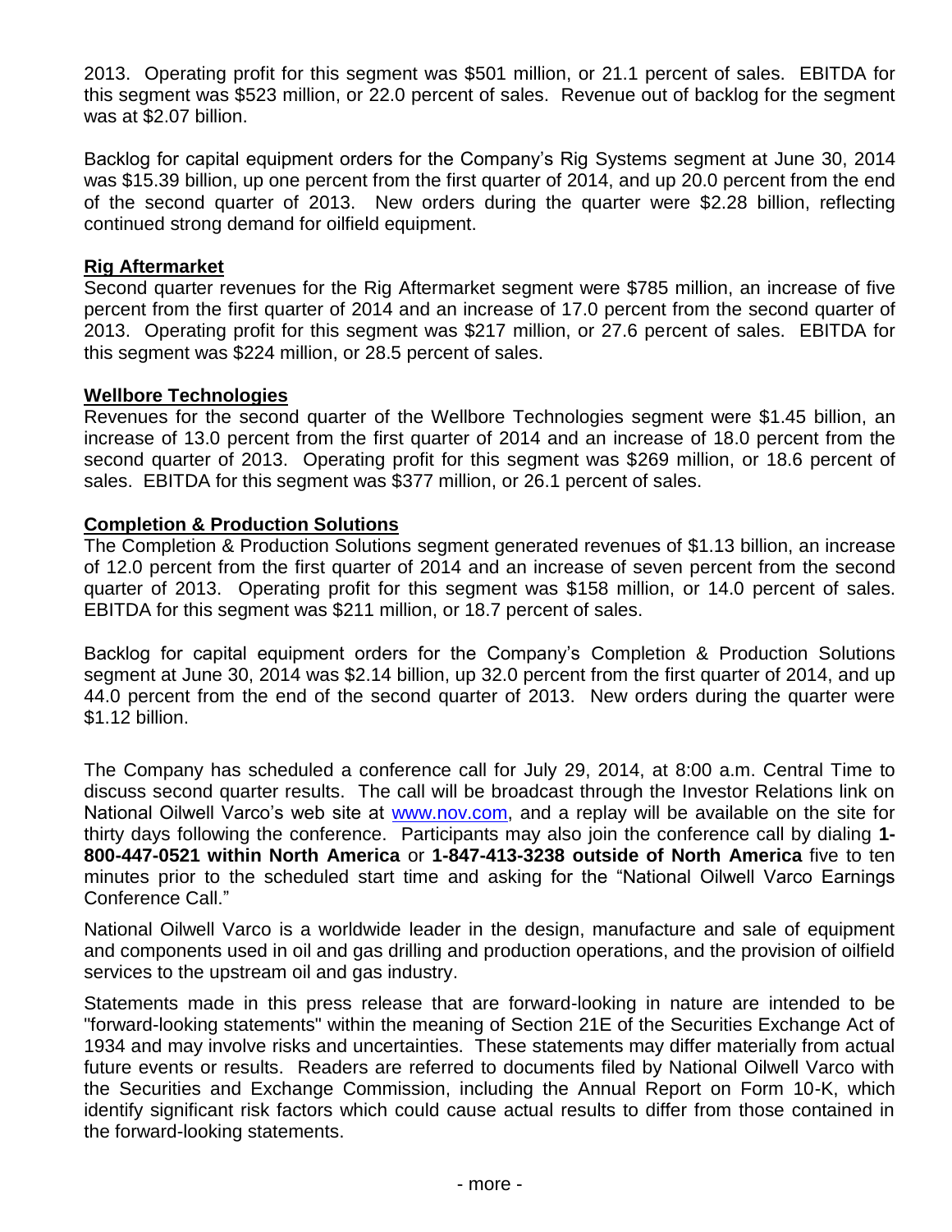2013. Operating profit for this segment was $501 million, or 21.1 percent of sales. EBITDA for this segment was $523 million, or 22.0 percent of sales. Revenue out of backlog for the segment was at $2.07 billion.

Backlog for capital equipment orders for the Company's Rig Systems segment at June 30, 2014 was $15.39 billion, up one percent from the first quarter of 2014, and up 20.0 percent from the end of the second quarter of 2013. New orders during the quarter were $2.28 billion, reflecting continued strong demand for oilfield equipment.

**Rig Aftermarket**

Second quarter revenues for the Rig Aftermarket segment were $785 million, an increase of five percent from the first quarter of 2014 and an increase of 17.0 percent from the second quarter of 2013. Operating profit for this segment was $217 million, or 27.6 percent of sales. EBITDA for this segment was $224 million, or 28.5 percent of sales.

**Wellbore Technologies**

Revenues for the second quarter of the Wellbore Technologies segment were $1.45 billion, an increase of 13.0 percent from the first quarter of 2014 and an increase of 18.0 percent from the second quarter of 2013. Operating profit for this segment was $269 million, or 18.6 percent of sales. EBITDA for this segment was $377 million, or 26.1 percent of sales.

**Completion & Production Solutions**

The Completion & Production Solutions segment generated revenues of $1.13 billion, an increase of 12.0 percent from the first quarter of 2014 and an increase of seven percent from the second quarter of 2013. Operating profit for this segment was $158 million, or 14.0 percent of sales. EBITDA for this segment was $211 million, or 18.7 percent of sales.

Backlog for capital equipment orders for the Company's Completion & Production Solutions segment at June 30, 2014 was $2.14 billion, up 32.0 percent from the first quarter of 2014, and up 44.0 percent from the end of the second quarter of 2013. New orders during the quarter were $1.12 billion.

The Company has scheduled a conference call for July 29, 2014, at 8:00 a.m. Central Time to discuss second quarter results. The call will be broadcast through the Investor Relations link on National Oilwell Varco's web site at www.nov.com, and a replay will be available on the site for thirty days following the conference. Participants may also join the conference call by dialing **1-800-447-0521 within North America** or **1-847-413-3238 outside of North America** five to ten minutes prior to the scheduled start time and asking for the "National Oilwell Varco Earnings Conference Call."

National Oilwell Varco is a worldwide leader in the design, manufacture and sale of equipment and components used in oil and gas drilling and production operations, and the provision of oilfield services to the upstream oil and gas industry.

Statements made in this press release that are forward-looking in nature are intended to be "forward-looking statements" within the meaning of Section 21E of the Securities Exchange Act of 1934 and may involve risks and uncertainties. These statements may differ materially from actual future events or results. Readers are referred to documents filed by National Oilwell Varco with the Securities and Exchange Commission, including the Annual Report on Form 10-K, which identify significant risk factors which could cause actual results to differ from those contained in the forward-looking statements.

- more -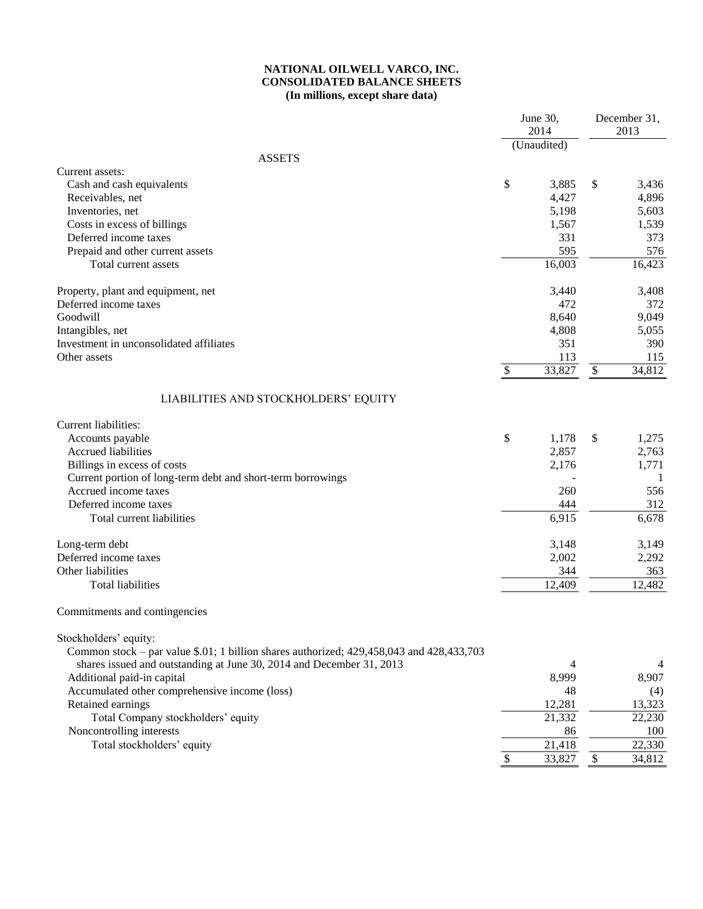**NATIONAL OILWELL VARCO, INC.**
**CONSOLIDATED BALANCE SHEETS**
**(In millions, except share data)**

| | June 30, 2014 (Unaudited) | December 31, 2013 |
|---|---|---|
| **ASSETS** | | |
| Current assets: | | |
| Cash and cash equivalents | $ 3,885 | $ 3,436 |
| Receivables, net | 4,427 | 4,896 |
| Inventories, net | 5,198 | 5,603 |
| Costs in excess of billings | 1,567 | 1,539 |
| Deferred income taxes | 331 | 373 |
| Prepaid and other current assets | 595 | 576 |
| Total current assets | 16,003 | 16,423 |
| | | |
| Property, plant and equipment, net | 3,440 | 3,408 |
| Deferred income taxes | 472 | 372 |
| Goodwill | 8,640 | 9,049 |
| Intangibles, net | 4,808 | 5,055 |
| Investment in unconsolidated affiliates | 351 | 390 |
| Other assets | 113 | 115 |
| | $ 33,827 | $ 34,812 |
| | | |
| **LIABILITIES AND STOCKHOLDERS' EQUITY** | | |
| Current liabilities: | | |
| Accounts payable | $ 1,178 | $ 1,275 |
| Accrued liabilities | 2,857 | 2,763 |
| Billings in excess of costs | 2,176 | 1,771 |
| Current portion of long-term debt and short-term borrowings | - | 1 |
| Accrued income taxes | 260 | 556 |
| Deferred income taxes | 444 | 312 |
| Total current liabilities | 6,915 | 6,678 |
| | | |
| Long-term debt | 3,148 | 3,149 |
| Deferred income taxes | 2,002 | 2,292 |
| Other liabilities | 344 | 363 |
| Total liabilities | 12,409 | 12,482 |
| | | |
| Commitments and contingencies | | |
| | | |
| Stockholders' equity: | | |
| Common stock – par value $.01; 1 billion shares authorized; 429,458,043 and 428,433,703 shares issued and outstanding at June 30, 2014 and December 31, 2013 | 4 | 4 |
| Additional paid-in capital | 8,999 | 8,907 |
| Accumulated other comprehensive income (loss) | 48 | (4) |
| Retained earnings | 12,281 | 13,323 |
| Total Company stockholders' equity | 21,332 | 22,230 |
| Noncontrolling interests | 86 | 100 |
| Total stockholders' equity | 21,418 | 22,330 |
| | $ 33,827 | $ 34,812 |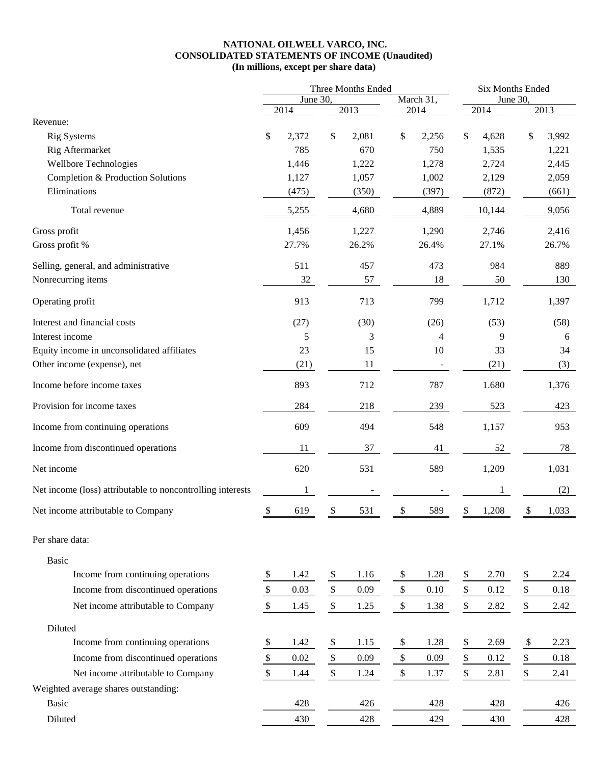**NATIONAL OILWELL VARCO, INC.**
**CONSOLIDATED STATEMENTS OF INCOME (Unaudited)**
**(In millions, except per share data)**

| | Three Months Ended | | | Six Months Ended | |
|---|---|---|---|---|---|
| | June 30, | | March 31, | June 30, | |
| | 2014 | 2013 | 2014 | 2014 | 2013 |
| Revenue: | | | | | |
| Rig Systems | $ 2,372 | $ 2,081 | $ 2,256 | $ 4,628 | $ 3,992 |
| Rig Aftermarket | 785 | 670 | 750 | 1,535 | 1,221 |
| Wellbore Technologies | 1,446 | 1,222 | 1,278 | 2,724 | 2,445 |
| Completion & Production Solutions | 1,127 | 1,057 | 1,002 | 2,129 | 2,059 |
| Eliminations | (475) | (350) | (397) | (872) | (661) |
| Total revenue | 5,255 | 4,680 | 4,889 | 10,144 | 9,056 |
| Gross profit | 1,456 | 1,227 | 1,290 | 2,746 | 2,416 |
| Gross profit % | 27.7% | 26.2% | 26.4% | 27.1% | 26.7% |
| Selling, general, and administrative | 511 | 457 | 473 | 984 | 889 |
| Nonrecurring items | 32 | 57 | 18 | 50 | 130 |
| Operating profit | 913 | 713 | 799 | 1,712 | 1,397 |
| Interest and financial costs | (27) | (30) | (26) | (53) | (58) |
| Interest income | 5 | 3 | 4 | 9 | 6 |
| Equity income in unconsolidated affiliates | 23 | 15 | 10 | 33 | 34 |
| Other income (expense), net | (21) | 11 | - | (21) | (3) |
| Income before income taxes | 893 | 712 | 787 | 1.680 | 1,376 |
| Provision for income taxes | 284 | 218 | 239 | 523 | 423 |
| Income from continuing operations | 609 | 494 | 548 | 1,157 | 953 |
| Income from discontinued operations | 11 | 37 | 41 | 52 | 78 |
| Net income | 620 | 531 | 589 | 1,209 | 1,031 |
| Net income (loss) attributable to noncontrolling interests | 1 | - | - | 1 | (2) |
| Net income attributable to Company | $ 619 | $ 531 | $ 589 | $ 1,208 | $ 1,033 |
| Per share data: | | | | | |
| Basic | | | | | |
| Income from continuing operations | $ 1.42 | $ 1.16 | $ 1.28 | $ 2.70 | $ 2.24 |
| Income from discontinued operations | $ 0.03 | $ 0.09 | $ 0.10 | $ 0.12 | $ 0.18 |
| Net income attributable to Company | $ 1.45 | $ 1.25 | $ 1.38 | $ 2.82 | $ 2.42 |
| Diluted | | | | | |
| Income from continuing operations | $ 1.42 | $ 1.15 | $ 1.28 | $ 2.69 | $ 2.23 |
| Income from discontinued operations | $ 0.02 | $ 0.09 | $ 0.09 | $ 0.12 | $ 0.18 |
| Net income attributable to Company | $ 1.44 | $ 1.24 | $ 1.37 | $ 2.81 | $ 2.41 |
| Weighted average shares outstanding: | | | | | |
| Basic | 428 | 426 | 428 | 428 | 426 |
| Diluted | 430 | 428 | 429 | 430 | 428 |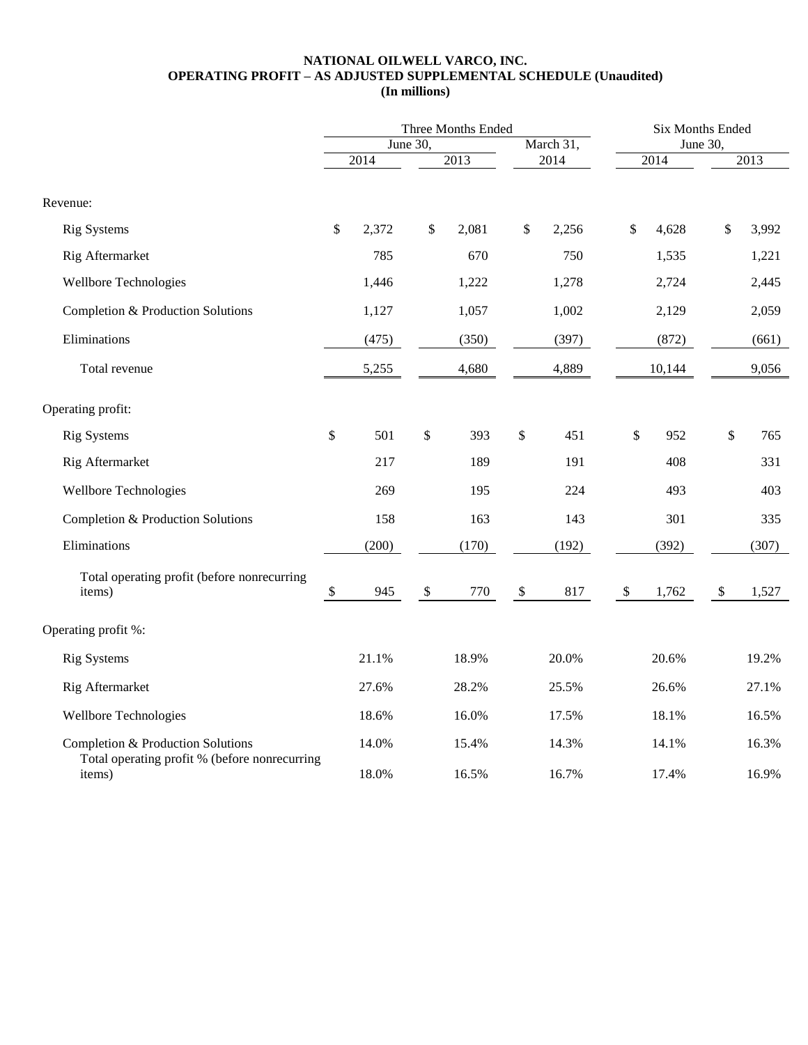**NATIONAL OILWELL VARCO, INC.**
**OPERATING PROFIT – AS ADJUSTED SUPPLEMENTAL SCHEDULE (Unaudited)**
**(In millions)**

| | Three Months Ended | | | Six Months Ended | |
|---|---|---|---|---|---|
| | June 30, | | March 31, | June 30, | |
| | 2014 | 2013 | 2014 | 2014 | 2013 |
| **Revenue:** | | | | | |
| Rig Systems | $ 2,372 | $ 2,081 | $ 2,256 | $ 4,628 | $ 3,992 |
| Rig Aftermarket | 785 | 670 | 750 | 1,535 | 1,221 |
| Wellbore Technologies | 1,446 | 1,222 | 1,278 | 2,724 | 2,445 |
| Completion & Production Solutions | 1,127 | 1,057 | 1,002 | 2,129 | 2,059 |
| Eliminations | (475) | (350) | (397) | (872) | (661) |
| Total revenue | 5,255 | 4,680 | 4,889 | 10,144 | 9,056 |
| **Operating profit:** | | | | | |
| Rig Systems | $ 501 | $ 393 | $ 451 | $ 952 | $ 765 |
| Rig Aftermarket | 217 | 189 | 191 | 408 | 331 |
| Wellbore Technologies | 269 | 195 | 224 | 493 | 403 |
| Completion & Production Solutions | 158 | 163 | 143 | 301 | 335 |
| Eliminations | (200) | (170) | (192) | (392) | (307) |
| Total operating profit (before nonrecurring items) | $ 945 | $ 770 | $ 817 | $ 1,762 | $ 1,527 |
| **Operating profit %:** | | | | | |
| Rig Systems | 21.1% | 18.9% | 20.0% | 20.6% | 19.2% |
| Rig Aftermarket | 27.6% | 28.2% | 25.5% | 26.6% | 27.1% |
| Wellbore Technologies | 18.6% | 16.0% | 17.5% | 18.1% | 16.5% |
| Completion & Production Solutions | 14.0% | 15.4% | 14.3% | 14.1% | 16.3% |
| Total operating profit % (before nonrecurring items) | 18.0% | 16.5% | 16.7% | 17.4% | 16.9% |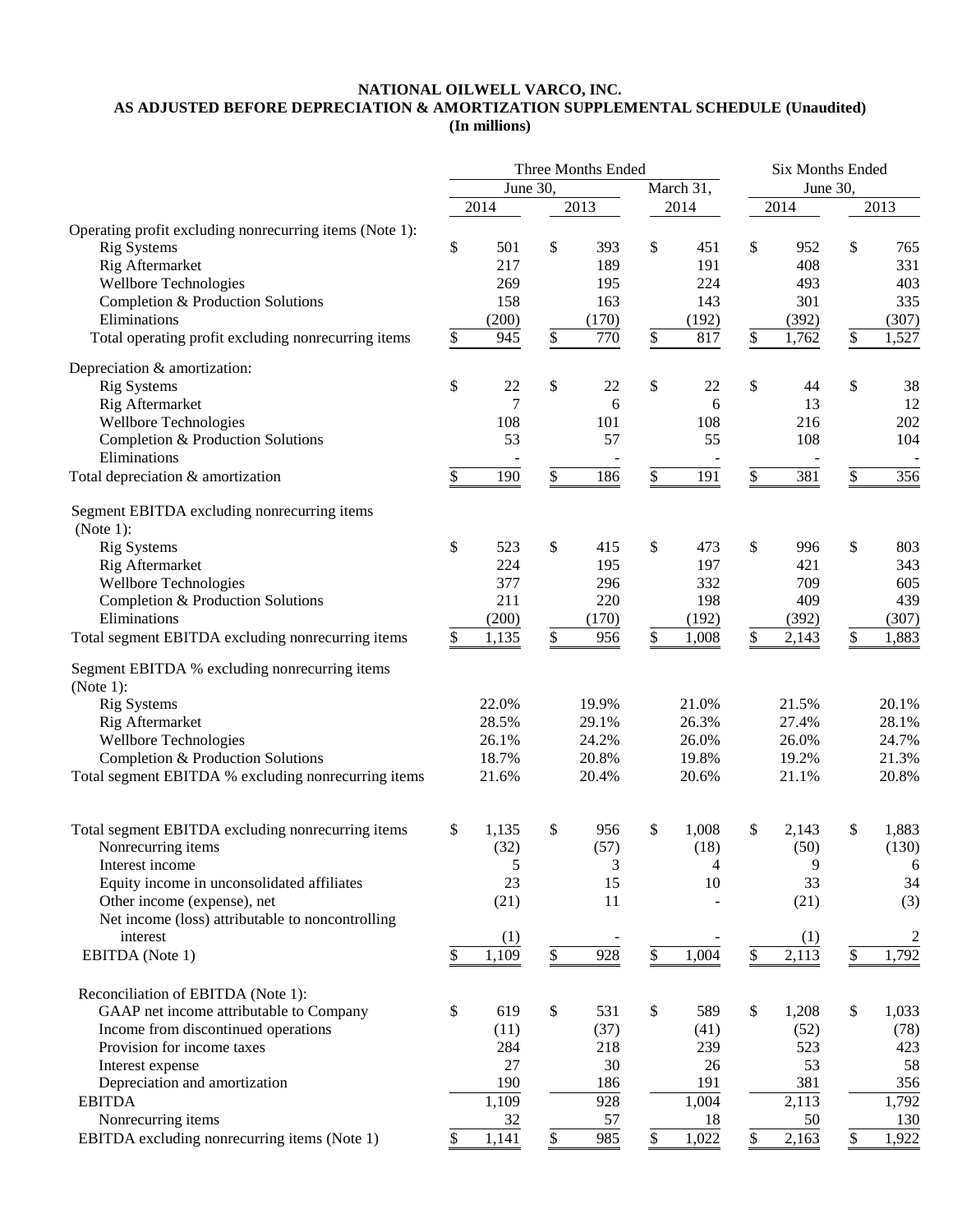**NATIONAL OILWELL VARCO, INC.**
**AS ADJUSTED BEFORE DEPRECIATION & AMORTIZATION SUPPLEMENTAL SCHEDULE (Unaudited)**
**(In millions)**

| | Three Months Ended | | | Six Months Ended | |
|---|---|---|---|---|---|
| | June 30, | | March 31, | June 30, | |
| | 2014 | 2013 | 2014 | 2014 | 2013 |
| Operating profit excluding nonrecurring items (Note 1): | | | | | |
| Rig Systems | $ 501 | $ 393 | $ 451 | $ 952 | $ 765 |
| Rig Aftermarket | 217 | 189 | 191 | 408 | 331 |
| Wellbore Technologies | 269 | 195 | 224 | 493 | 403 |
| Completion & Production Solutions | 158 | 163 | 143 | 301 | 335 |
| Eliminations | (200) | (170) | (192) | (392) | (307) |
| Total operating profit excluding nonrecurring items | $ 945 | $ 770 | $ 817 | $ 1,762 | $ 1,527 |
| Depreciation & amortization: | | | | | |
| Rig Systems | $ 22 | $ 22 | $ 22 | $ 44 | $ 38 |
| Rig Aftermarket | 7 | 6 | 6 | 13 | 12 |
| Wellbore Technologies | 108 | 101 | 108 | 216 | 202 |
| Completion & Production Solutions | 53 | 57 | 55 | 108 | 104 |
| Eliminations | - | - | - | - | - |
| Total depreciation & amortization | $ 190 | $ 186 | $ 191 | $ 381 | $ 356 |
| Segment EBITDA excluding nonrecurring items (Note 1): | | | | | |
| Rig Systems | $ 523 | $ 415 | $ 473 | $ 996 | $ 803 |
| Rig Aftermarket | 224 | 195 | 197 | 421 | 343 |
| Wellbore Technologies | 377 | 296 | 332 | 709 | 605 |
| Completion & Production Solutions | 211 | 220 | 198 | 409 | 439 |
| Eliminations | (200) | (170) | (192) | (392) | (307) |
| Total segment EBITDA excluding nonrecurring items | $ 1,135 | $ 956 | $ 1,008 | $ 2,143 | $ 1,883 |
| Segment EBITDA % excluding nonrecurring items (Note 1): | | | | | |
| Rig Systems | 22.0% | 19.9% | 21.0% | 21.5% | 20.1% |
| Rig Aftermarket | 28.5% | 29.1% | 26.3% | 27.4% | 28.1% |
| Wellbore Technologies | 26.1% | 24.2% | 26.0% | 26.0% | 24.7% |
| Completion & Production Solutions | 18.7% | 20.8% | 19.8% | 19.2% | 21.3% |
| Total segment EBITDA % excluding nonrecurring items | 21.6% | 20.4% | 20.6% | 21.1% | 20.8% |
| | | | | | |
| Total segment EBITDA excluding nonrecurring items | $ 1,135 | $ 956 | $ 1,008 | $ 2,143 | $ 1,883 |
| Nonrecurring items | (32) | (57) | (18) | (50) | (130) |
| Interest income | 5 | 3 | 4 | 9 | 6 |
| Equity income in unconsolidated affiliates | 23 | 15 | 10 | 33 | 34 |
| Other income (expense), net | (21) | 11 | - | (21) | (3) |
| Net income (loss) attributable to noncontrolling interest | (1) | - | - | (1) | 2 |
| EBITDA (Note 1) | $ 1,109 | $ 928 | $ 1,004 | $ 2,113 | $ 1,792 |
| Reconciliation of EBITDA (Note 1): | | | | | |
| GAAP net income attributable to Company | $ 619 | $ 531 | $ 589 | $ 1,208 | $ 1,033 |
| Income from discontinued operations | (11) | (37) | (41) | (52) | (78) |
| Provision for income taxes | 284 | 218 | 239 | 523 | 423 |
| Interest expense | 27 | 30 | 26 | 53 | 58 |
| Depreciation and amortization | 190 | 186 | 191 | 381 | 356 |
| EBITDA | 1,109 | 928 | 1,004 | 2,113 | 1,792 |
| Nonrecurring items | 32 | 57 | 18 | 50 | 130 |
| EBITDA excluding nonrecurring items (Note 1) | $ 1,141 | $ 985 | $ 1,022 | $ 2,163 | $ 1,922 |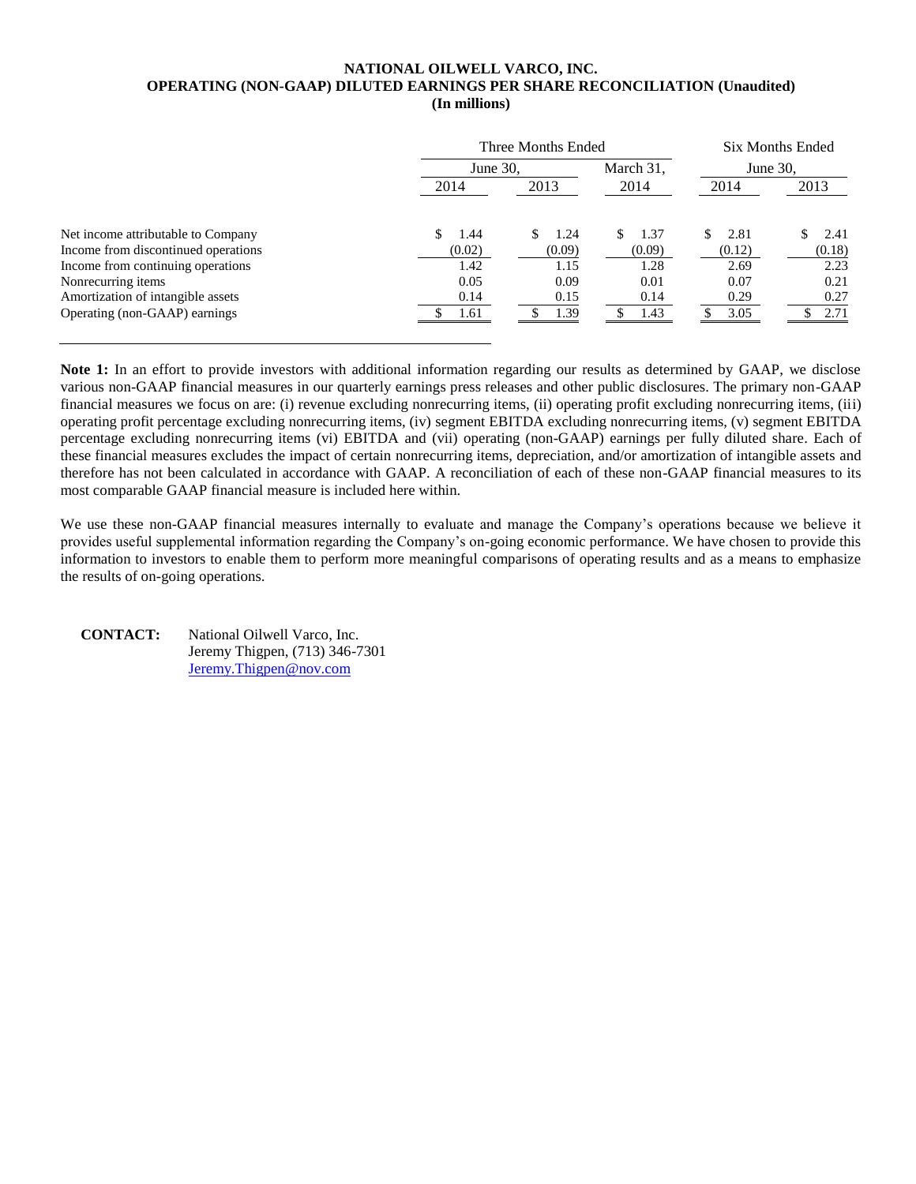**NATIONAL OILWELL VARCO, INC.**
**OPERATING (NON-GAAP) DILUTED EARNINGS PER SHARE RECONCILIATION (Unaudited)**
**(In millions)**

| | Three Months Ended | | | Six Months Ended | |
|---|---|---|---|---|---|
| | June 30, | | March 31, | June 30, | |
| | 2014 | 2013 | 2014 | 2014 | 2013 |
| Net income attributable to Company | $ 1.44 | $ 1.24 | $ 1.37 | $ 2.81 | $ 2.41 |
| Income from discontinued operations | (0.02) | (0.09) | (0.09) | (0.12) | (0.18) |
| Income from continuing operations | 1.42 | 1.15 | 1.28 | 2.69 | 2.23 |
| Nonrecurring items | 0.05 | 0.09 | 0.01 | 0.07 | 0.21 |
| Amortization of intangible assets | 0.14 | 0.15 | 0.14 | 0.29 | 0.27 |
| Operating (non-GAAP) earnings | $ 1.61 | $ 1.39 | $ 1.43 | $ 3.05 | $ 2.71 |

**Note 1:** In an effort to provide investors with additional information regarding our results as determined by GAAP, we disclose various non-GAAP financial measures in our quarterly earnings press releases and other public disclosures. The primary non-GAAP financial measures we focus on are: (i) revenue excluding nonrecurring items, (ii) operating profit excluding nonrecurring items, (iii) operating profit percentage excluding nonrecurring items, (iv) segment EBITDA excluding nonrecurring items, (v) segment EBITDA percentage excluding nonrecurring items (vi) EBITDA and (vii) operating (non-GAAP) earnings per fully diluted share. Each of these financial measures excludes the impact of certain nonrecurring items, depreciation, and/or amortization of intangible assets and therefore has not been calculated in accordance with GAAP. A reconciliation of each of these non-GAAP financial measures to its most comparable GAAP financial measure is included here within.

We use these non-GAAP financial measures internally to evaluate and manage the Company's operations because we believe it provides useful supplemental information regarding the Company's on-going economic performance. We have chosen to provide this information to investors to enable them to perform more meaningful comparisons of operating results and as a means to emphasize the results of on-going operations.

**CONTACT:** National Oilwell Varco, Inc.
Jeremy Thigpen, (713) 346-7301
Jeremy.Thigpen@nov.com